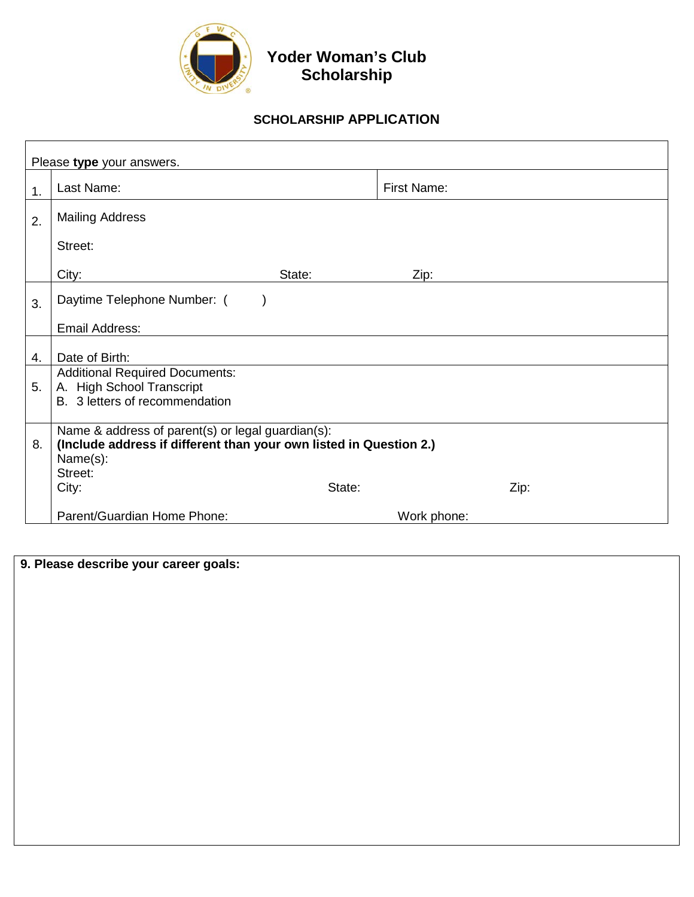# Yoder Woman's Club Scholarship

## SCHOLARSHIP APPLICATION

| | | |
|---|---|---|
| Please **type** your answers. | | |
| 1. | Last Name: | First Name: |
| 2. | Mailing Address<br><br>Street:<br><br>City: State: Zip: | |
| 3. | Daytime Telephone Number: (     )<br><br>Email Address: | |
| 4. | Date of Birth: | |
| 5. | Additional Required Documents:<br>A. High School Transcript<br>B. 3 letters of recommendation | |
| 8. | Name & address of parent(s) or legal guardian(s):<br>**(Include address if different than your own listed in Question 2.)**<br>Name(s):<br>Street:<br>City: State: Zip:<br><br>Parent/Guardian Home Phone: Work phone: | |

**9. Please describe your career goals:**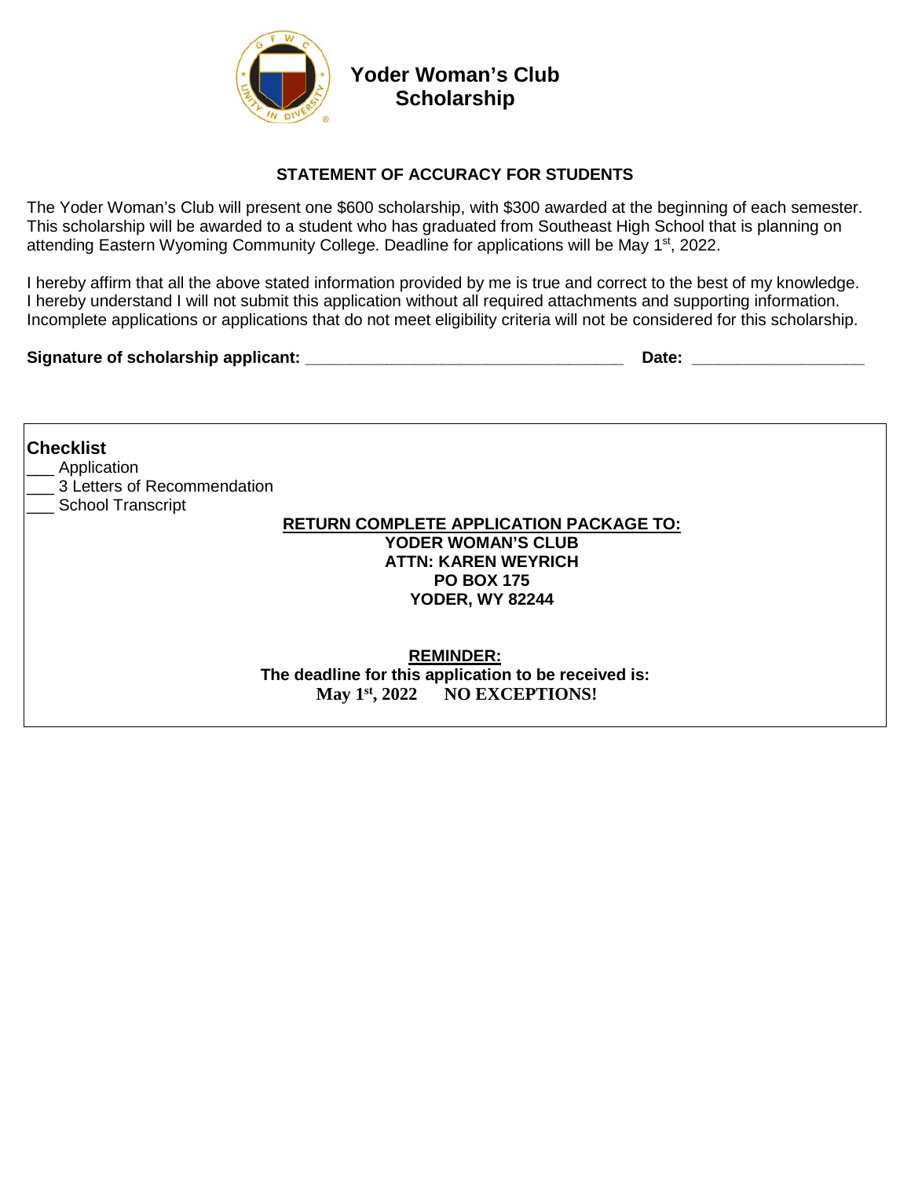# Yoder Woman's Club Scholarship

**STATEMENT OF ACCURACY FOR STUDENTS**

The Yoder Woman's Club will present one $600 scholarship, with $300 awarded at the beginning of each semester. This scholarship will be awarded to a student who has graduated from Southeast High School that is planning on attending Eastern Wyoming Community College. Deadline for applications will be May 1st, 2022.

I hereby affirm that all the above stated information provided by me is true and correct to the best of my knowledge. I hereby understand I will not submit this application without all required attachments and supporting information. Incomplete applications or applications that do not meet eligibility criteria will not be considered for this scholarship.

**Signature of scholarship applicant:** ____________________________________ **Date:** ___________________

**Checklist**

___ Application
___ 3 Letters of Recommendation
___ School Transcript

**RETURN COMPLETE APPLICATION PACKAGE TO:**
**YODER WOMAN'S CLUB**
**ATTN: KAREN WEYRICH**
**PO BOX 175**
**YODER, WY 82244**

**REMINDER:**
**The deadline for this application to be received is:**
**May 1st, 2022 NO EXCEPTIONS!**